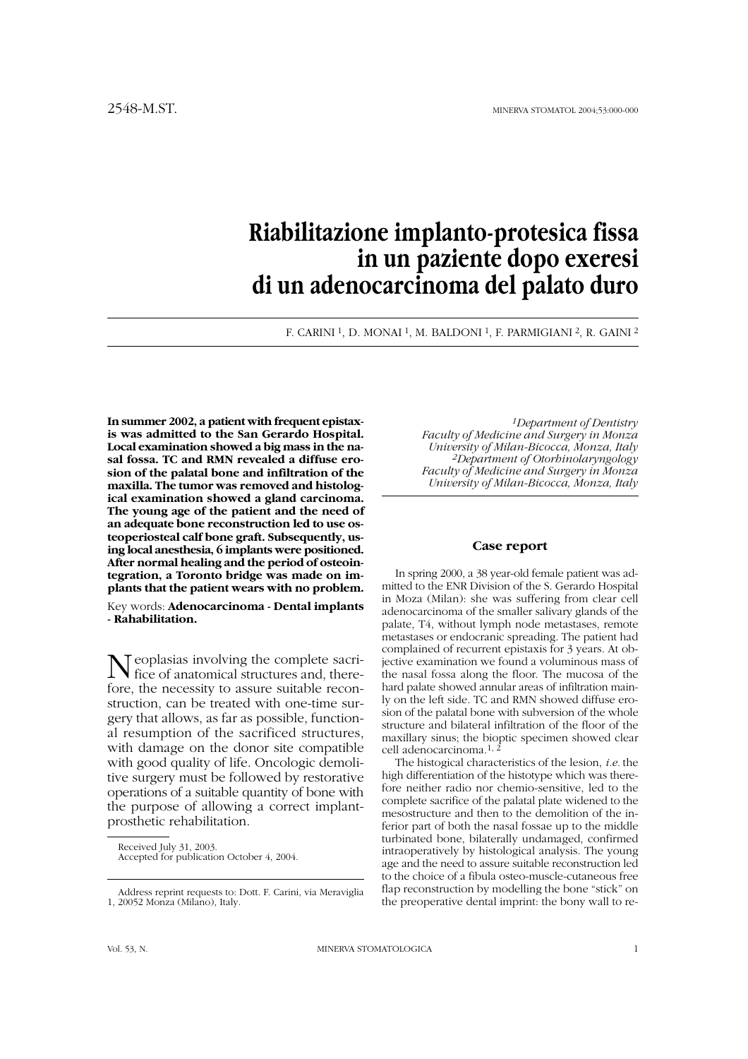# Riabilitazione implanto-protesica fissa in un paziente dopo exeresi di un adenocarcinoma del palato duro

F. CARINI [1], D. MONAI [1], M. BALDONI [1], F. PARMIGIANI [2], R. GAINI [2]

**In summer 2002, a patient with frequent epistaxis was admitted to the San Gerardo Hospital. Local examination showed a big mass in the nasal fossa. TC and RMN revealed a diffuse erosion of the palatal bone and infiltration of the maxilla. The tumor was removed and histological examination showed a gland carcinoma. The young age of the patient and the need of an adequate bone reconstruction led to use osteoperiosteal calf bone graft. Subsequently, using local anesthesia, 6 implants were positioned. After normal healing and the period of osteointegration, a Toronto bridge was made on implants that the patient wears with no problem.**

Key words: **Adenocarcinoma - Dental implants - Rahabilitation.**

Neoplasias involving the complete sacrifice of anatomical structures and, therefore, the necessity to assure suitable reconstruction, can be treated with one-time surgery that allows, as far as possible, functional resumption of the sacrificed structures, with damage on the donor site compatible with good quality of life. Oncologic demolitive surgery must be followed by restorative operations of a suitable quantity of bone with the purpose of allowing a correct implant-prosthetic rehabilitation.

Received July 31, 2003.
Accepted for publication October 4, 2004.

Address reprint requests to: Dott. F. Carini, via Meraviglia 1, 20052 Monza (Milano), Italy.

*[1]Department of Dentistry*
*Faculty of Medicine and Surgery in Monza*
*University of Milan-Bicocca, Monza, Italy*
*[2]Department of Otorhinolaryngology*
*Faculty of Medicine and Surgery in Monza*
*University of Milan-Bicocca, Monza, Italy*

## Case report

In spring 2000, a 38 year-old female patient was admitted to the ENR Division of the S. Gerardo Hospital in Moza (Milan): she was suffering from clear cell adenocarcinoma of the smaller salivary glands of the palate, T4, without lymph node metastases, remote metastases or endocranic spreading. The patient had complained of recurrent epistaxis for 3 years. At objective examination we found a voluminous mass of the nasal fossa along the floor. The mucosa of the hard palate showed annular areas of infiltration mainly on the left side. TC and RMN showed diffuse erosion of the palatal bone with subversion of the whole structure and bilateral infiltration of the floor of the maxillary sinus; the bioptic specimen showed clear cell adenocarcinoma.[1, 2]

The histogical characteristics of the lesion, *i.e.* the high differentiation of the histotype which was therefore neither radio nor chemio-sensitive, led to the complete sacrifice of the palatal plate widened to the mesostructure and then to the demolition of the inferior part of both the nasal fossae up to the middle turbinated bone, bilaterally undamaged, confirmed intraoperatively by histological analysis. The young age and the need to assure suitable reconstruction led to the choice of a fibula osteo-muscle-cutaneous free flap reconstruction by modelling the bone "stick" on the preoperative dental imprint: the bony wall to re-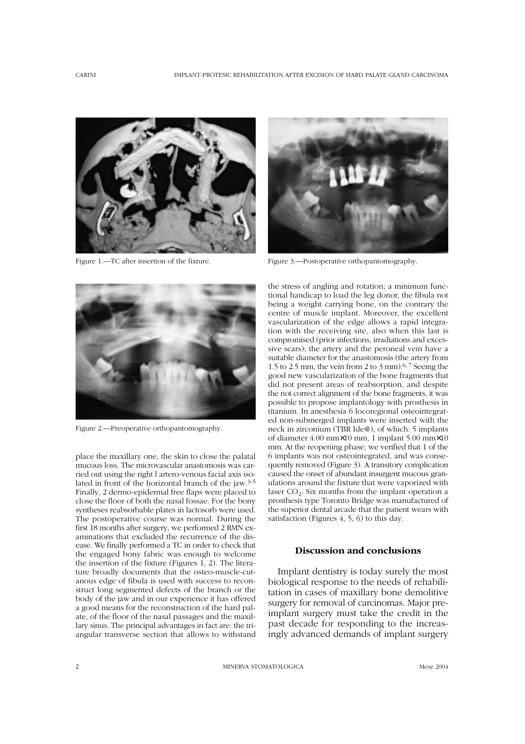Figure 1.—TC after insertion of the fixture.

Figure 2.—Preoperative orthopantomography.

Figure 3.—Postoperative orthopantomography.

place the maxillary one, the skin to close the palatal mucous loss. The microvascular anastomosis was carried out using the right l artero-venous facial axis isolated in front of the horizontal branch of the jaw.[3-5] Finally, 2 dermo-epidermal free flaps were placed to close the floor of both the nasal fossae. For the bony syntheses reabsorbable plates in lactosorb were used. The postoperative course was normal. During the first 18 months after surgery, we performed 2 RMN examinations that excluded the recurrence of the disease. We finally performed a TC in order to check that the engaged bony fabric was enough to welcome the insertion of the fixture (Figures 1, 2). The literature broadly documents that the osteo-muscle-cutanous edge of fibula is used with success to reconstruct long segmented defects of the branch or the body of the jaw and in our experience it has offered a good means for the reconstruction of the hard palate, of the floor of the nasal passages and the maxillary sinus. The principal advantages in fact are: the triangular transverse section that allows to withstand the stress of angling and rotation; a minimum functional handicap to load the leg donor, the fibula not being a weight carrying bone, on the contrary the centre of muscle implant. Moreover, the excellent vascularization of the edge allows a rapid integration with the receiving site, also when this last is compromised (prior infections, irradiations and excessive scars); the artery and the peroneal vein have a suitable diameter for the anastomosis (the artery from 1.5 to 2.5 mm, the vein from 2 to 3 mm).[6, 7] Seeing the good new vascularization of the bone fragments that did not present areas of reabsorption, and despite the not correct alignment of the bone fragments, it was possible to propose implantology with prosthesis in titanium. In anesthesia 6 locoregional osteointegrated non-submerged implants were inserted with the neck in zirconium (TBR Ide@), of which: 5 implants of diameter 4.00 mm×10 mm, 1 implant 5.00 mm×10 mm. At the reopening phase, we verified that 1 of the 6 implants was not osteointegrated, and was consequently removed (Figure 3). A transitory complication caused the onset of abundant insurgent mucous granulations around the fixture that were vaporized with laser $CO_2$. Six months from the implant operation a prosthesis type Toronto Bridge was manufactured of the superior dental arcade that the patient wears with satisfaction (Figures 4, 5, 6) to this day.

## Discussion and conclusions

Implant dentistry is today surely the most biological response to the needs of rehabilitation in cases of maxillary bone demolitive surgery for removal of carcinomas. Major preimplant surgery must take the credit in the past decade for responding to the increasingly advanced demands of implant surgery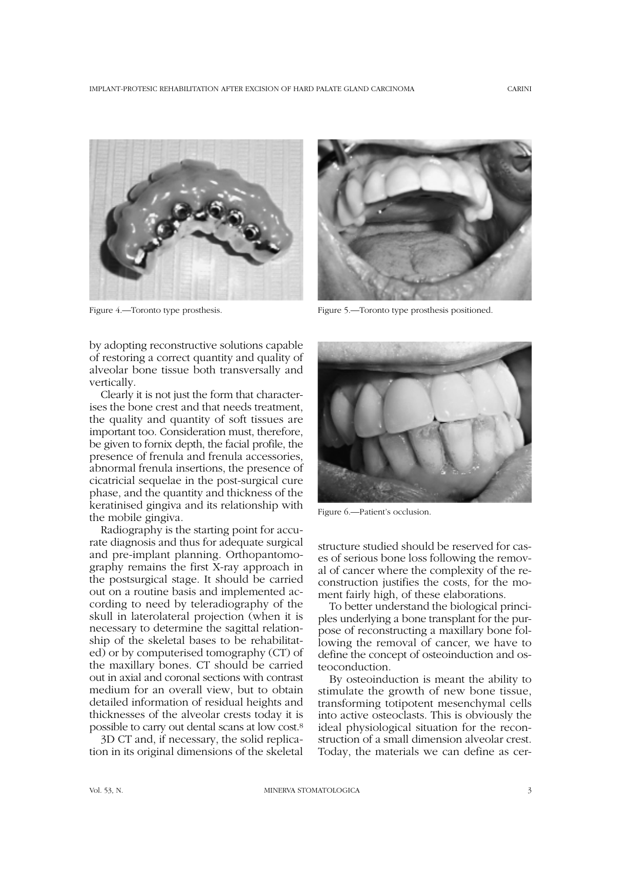Figure 4.—Toronto type prosthesis.

Figure 5.—Toronto type prosthesis positioned.

by adopting reconstructive solutions capable of restoring a correct quantity and quality of alveolar bone tissue both transversally and vertically.

Clearly it is not just the form that characterises the bone crest and that needs treatment, the quality and quantity of soft tissues are important too. Consideration must, therefore, be given to fornix depth, the facial profile, the presence of frenula and frenula accessories, abnormal frenula insertions, the presence of cicatricial sequelae in the post-surgical cure phase, and the quantity and thickness of the keratinised gingiva and its relationship with the mobile gingiva.

Radiography is the starting point for accurate diagnosis and thus for adequate surgical and pre-implant planning. Orthopantomography remains the first X-ray approach in the postsurgical stage. It should be carried out on a routine basis and implemented according to need by teleradiography of the skull in laterolateral projection (when it is necessary to determine the sagittal relationship of the skeletal bases to be rehabilitated) or by computerised tomography (CT) of the maxillary bones. CT should be carried out in axial and coronal sections with contrast medium for an overall view, but to obtain detailed information of residual heights and thicknesses of the alveolar crests today it is possible to carry out dental scans at low cost.[8]

3D CT and, if necessary, the solid replication in its original dimensions of the skeletal structure studied should be reserved for cases of serious bone loss following the removal of cancer where the complexity of the reconstruction justifies the costs, for the moment fairly high, of these elaborations.

Figure 6.—Patient's occlusion.

To better understand the biological principles underlying a bone transplant for the purpose of reconstructing a maxillary bone following the removal of cancer, we have to define the concept of osteoinduction and osteoconduction.

By osteoinduction is meant the ability to stimulate the growth of new bone tissue, transforming totipotent mesenchymal cells into active osteoclasts. This is obviously the ideal physiological situation for the reconstruction of a small dimension alveolar crest. Today, the materials we can define as cer-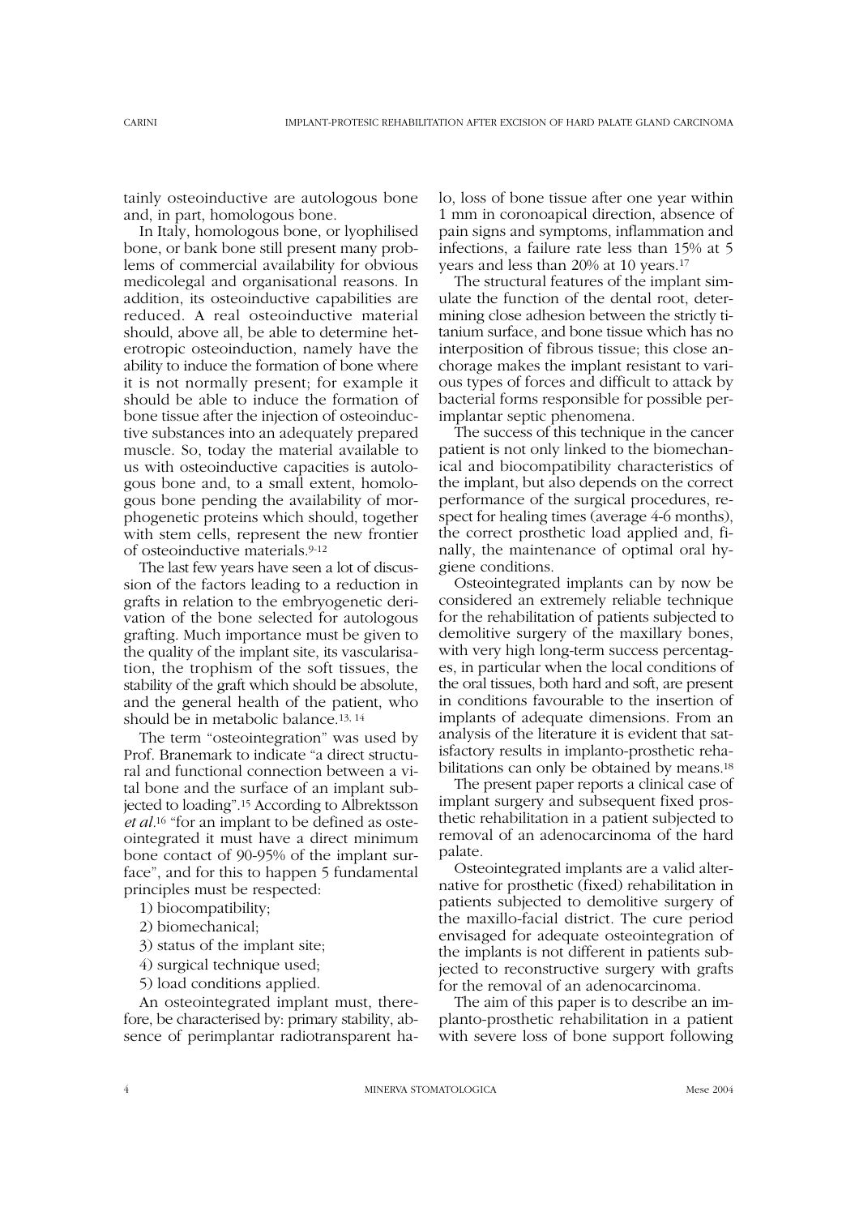tainly osteoinductive are autologous bone and, in part, homologous bone.

In Italy, homologous bone, or lyophilised bone, or bank bone still present many problems of commercial availability for obvious medicolegal and organisational reasons. In addition, its osteoinductive capabilities are reduced. A real osteoinductive material should, above all, be able to determine heterotropic osteoinduction, namely have the ability to induce the formation of bone where it is not normally present; for example it should be able to induce the formation of bone tissue after the injection of osteoinductive substances into an adequately prepared muscle. So, today the material available to us with osteoinductive capacities is autologous bone and, to a small extent, homologous bone pending the availability of morphogenetic proteins which should, together with stem cells, represent the new frontier of osteoinductive materials.[9-12]

The last few years have seen a lot of discussion of the factors leading to a reduction in grafts in relation to the embryogenetic derivation of the bone selected for autologous grafting. Much importance must be given to the quality of the implant site, its vascularisation, the trophism of the soft tissues, the stability of the graft which should be absolute, and the general health of the patient, who should be in metabolic balance.[13, 14]

The term "osteointegration" was used by Prof. Branemark to indicate "a direct structural and functional connection between a vital bone and the surface of an implant subjected to loading".[15] According to Albrektsson *et al*.[16] "for an implant to be defined as osteointegrated it must have a direct minimum bone contact of 90-95% of the implant surface", and for this to happen 5 fundamental principles must be respected:

1) biocompatibility;
2) biomechanical;
3) status of the implant site;
4) surgical technique used;
5) load conditions applied.

An osteointegrated implant must, therefore, be characterised by: primary stability, absence of perimplantar radiotransparent halo, loss of bone tissue after one year within 1 mm in coronoapical direction, absence of pain signs and symptoms, inflammation and infections, a failure rate less than 15% at 5 years and less than 20% at 10 years.[17]

The structural features of the implant simulate the function of the dental root, determining close adhesion between the strictly titanium surface, and bone tissue which has no interposition of fibrous tissue; this close anchorage makes the implant resistant to various types of forces and difficult to attack by bacterial forms responsible for possible perimplantar septic phenomena.

The success of this technique in the cancer patient is not only linked to the biomechanical and biocompatibility characteristics of the implant, but also depends on the correct performance of the surgical procedures, respect for healing times (average 4-6 months), the correct prosthetic load applied and, finally, the maintenance of optimal oral hygiene conditions.

Osteointegrated implants can by now be considered an extremely reliable technique for the rehabilitation of patients subjected to demolitive surgery of the maxillary bones, with very high long-term success percentages, in particular when the local conditions of the oral tissues, both hard and soft, are present in conditions favourable to the insertion of implants of adequate dimensions. From an analysis of the literature it is evident that satisfactory results in implanto-prosthetic rehabilitations can only be obtained by means.[18]

The present paper reports a clinical case of implant surgery and subsequent fixed prosthetic rehabilitation in a patient subjected to removal of an adenocarcinoma of the hard palate.

Osteointegrated implants are a valid alternative for prosthetic (fixed) rehabilitation in patients subjected to demolitive surgery of the maxillo-facial district. The cure period envisaged for adequate osteointegration of the implants is not different in patients subjected to reconstructive surgery with grafts for the removal of an adenocarcinoma.

The aim of this paper is to describe an implanto-prosthetic rehabilitation in a patient with severe loss of bone support following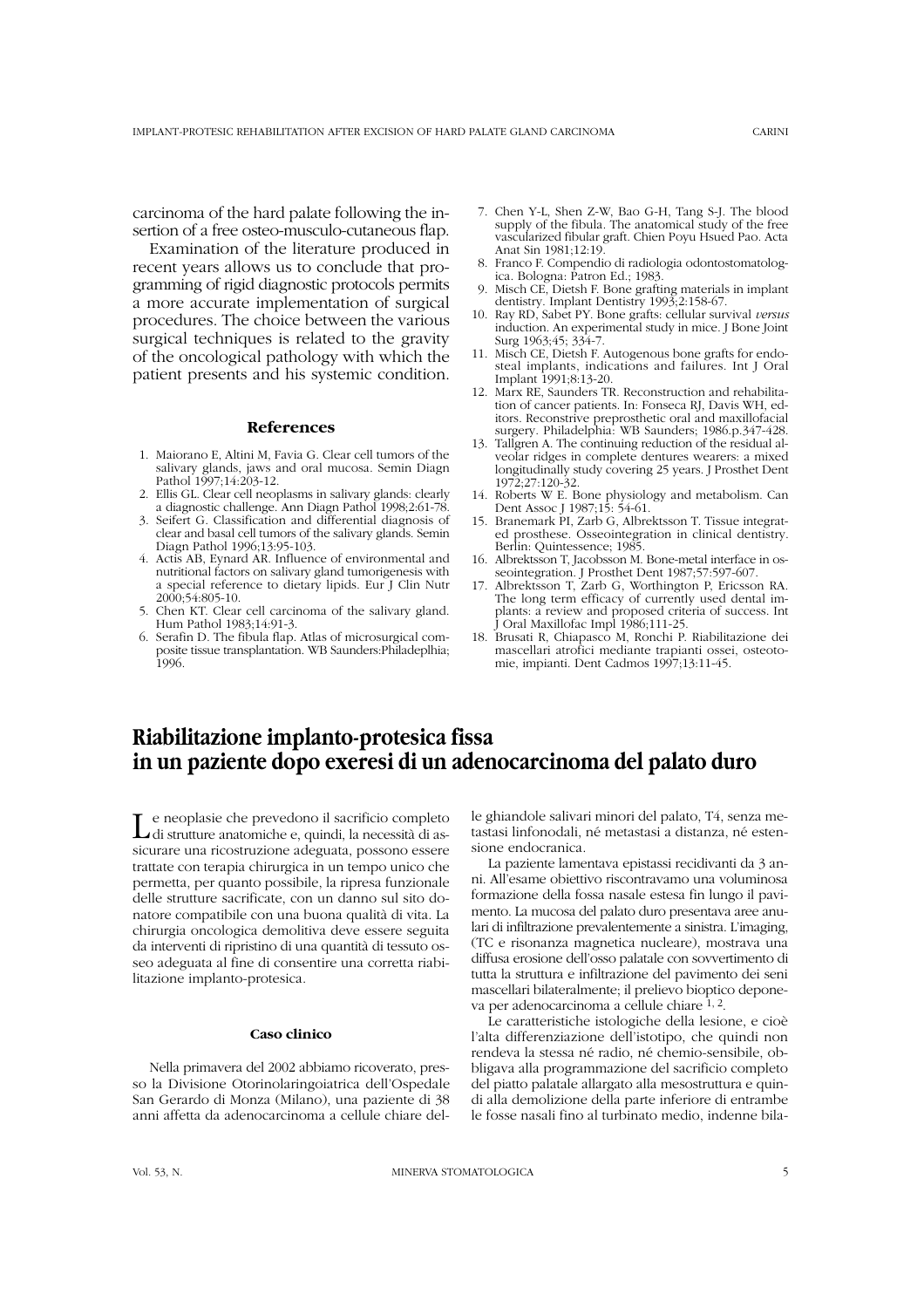carcinoma of the hard palate following the insertion of a free osteo-musculo-cutaneous flap.

Examination of the literature produced in recent years allows us to conclude that programming of rigid diagnostic protocols permits a more accurate implementation of surgical procedures. The choice between the various surgical techniques is related to the gravity of the oncological pathology with which the patient presents and his systemic condition.

## References

1. Maiorano E, Altini M, Favia G. Clear cell tumors of the salivary glands, jaws and oral mucosa. Semin Diagn Pathol 1997;14:203-12.
2. Ellis GL. Clear cell neoplasms in salivary glands: clearly a diagnostic challenge. Ann Diagn Pathol 1998;2:61-78.
3. Seifert G. Classification and differential diagnosis of clear and basal cell tumors of the salivary glands. Semin Diagn Pathol 1996;13:95-103.
4. Actis AB, Eynard AR. Influence of environmental and nutritional factors on salivary gland tumorigenesis with a special reference to dietary lipids. Eur J Clin Nutr 2000;54:805-10.
5. Chen KT. Clear cell carcinoma of the salivary gland. Hum Pathol 1983;14:91-3.
6. Serafin D. The fibula flap. Atlas of microsurgical composite tissue transplantation. WB Saunders:Philadeplhia; 1996.
7. Chen Y-L, Shen Z-W, Bao G-H, Tang S-J. The blood supply of the fibula. The anatomical study of the free vascularized fibular graft. Chien Poyu Hsued Pao. Acta Anat Sin 1981;12:19.
8. Franco F. Compendio di radiologia odontostomatologica. Bologna: Patron Ed.; 1983.
9. Misch CE, Dietsh F. Bone grafting materials in implant dentistry. Implant Dentistry 1993;2:158-67.
10. Ray RD, Sabet PY. Bone grafts: cellular survival *versus* induction. An experimental study in mice. J Bone Joint Surg 1963;45; 334-7.
11. Misch CE, Dietsh F. Autogenous bone grafts for endosteal implants, indications and failures. Int J Oral Implant 1991;8:13-20.
12. Marx RE, Saunders TR. Reconstruction and rehabilitation of cancer patients. In: Fonseca RJ, Davis WH, editors. Reconstrive preprosthetic oral and maxillofacial surgery. Philadelphia: WB Saunders; 1986.p.347-428.
13. Tallgren A. The continuing reduction of the residual alveolar ridges in complete dentures wearers: a mixed longitudinally study covering 25 years. J Prosthet Dent 1972;27:120-32.
14. Roberts W E. Bone physiology and metabolism. Can Dent Assoc J 1987;15: 54-61.
15. Branemark PI, Zarb G, Albrektsson T. Tissue integrated prosthese. Osseointegration in clinical dentistry. Berlin: Quintessence; 1985.
16. Albrektsson T, Jacobsson M. Bone-metal interface in osseointegration. J Prosthet Dent 1987;57:597-607.
17. Albrektsson T, Zarb G, Worthington P, Ericsson RA. The long term efficacy of currently used dental implants: a review and proposed criteria of success. Int J Oral Maxillofac Impl 1986;111-25.
18. Brusati R, Chiapasco M, Ronchi P. Riabilitazione dei mascellari atrofici mediante trapianti ossei, osteotomie, impianti. Dent Cadmos 1997;13:11-45.

# Riabilitazione implanto-protesica fissa in un paziente dopo exeresi di un adenocarcinoma del palato duro

Le neoplasie che prevedono il sacrificio completo di strutture anatomiche e, quindi, la necessità di assicurare una ricostruzione adeguata, possono essere trattate con terapia chirurgica in un tempo unico che permetta, per quanto possibile, la ripresa funzionale delle strutture sacrificate, con un danno sul sito donatore compatibile con una buona qualità di vita. La chirurgia oncologica demolitiva deve essere seguita da interventi di ripristino di una quantità di tessuto osseo adeguata al fine di consentire una corretta riabilitazione implanto-protesica.

### Caso clinico

Nella primavera del 2002 abbiamo ricoverato, presso la Divisione Otorinolaringoiatrica dell'Ospedale San Gerardo di Monza (Milano), una paziente di 38 anni affetta da adenocarcinoma a cellule chiare delle ghiandole salivari minori del palato, T4, senza metastasi linfonodali, né metastasi a distanza, né estensione endocranica.

La paziente lamentava epistassi recidivanti da 3 anni. All'esame obiettivo riscontravamo una voluminosa formazione della fossa nasale estesa fin lungo il pavimento. La mucosa del palato duro presentava aree anulari di infiltrazione prevalentemente a sinistra. L'imaging, (TC e risonanza magnetica nucleare), mostrava una diffusa erosione dell'osso palatale con sovvertimento di tutta la struttura e infiltrazione del pavimento dei seni mascellari bilateralmente; il prelievo bioptico deponeva per adenocarcinoma a cellule chiare [1, 2].

Le caratteristiche istologiche della lesione, e cioè l'alta differenziazione dell'istotipo, che quindi non rendeva la stessa né radio, né chemio-sensibile, obbligava alla programmazione del sacrificio completo del piatto palatale allargato alla mesostruttura e quindi alla demolizione della parte inferiore di entrambe le fosse nasali fino al turbinato medio, indenne bila-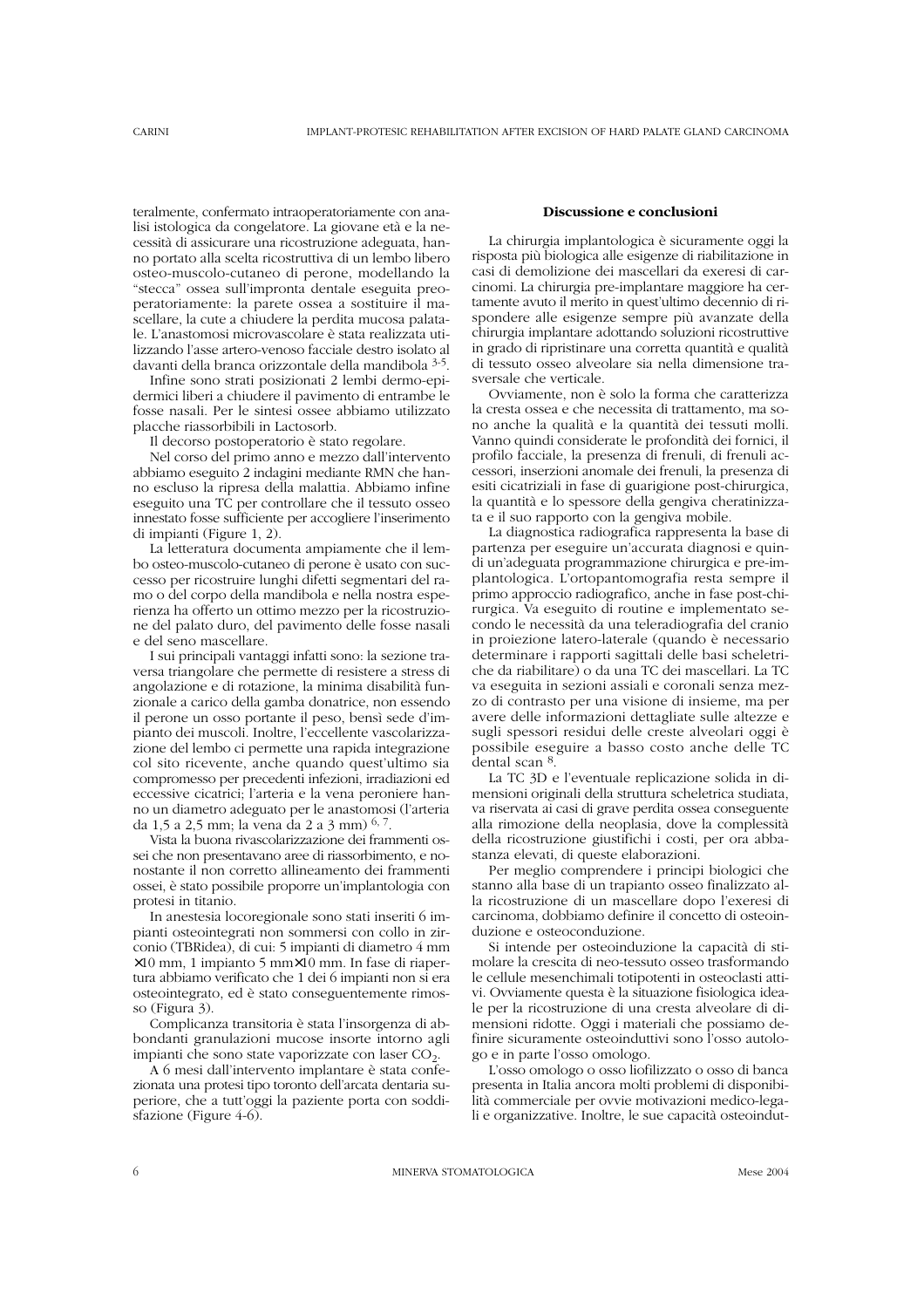teralmente, confermato intraoperatoriamente con analisi istologica da congelatore. La giovane età e la necessità di assicurare una ricostruzione adeguata, hanno portato alla scelta ricostruttiva di un lembo libero osteo-muscolo-cutaneo di perone, modellando la "stecca" ossea sull'impronta dentale eseguita preoperatoriamente: la parete ossea a sostituire il mascellare, la cute a chiudere la perdita mucosa palatale. L'anastomosi microvascolare è stata realizzata utilizzando l'asse artero-venoso facciale destro isolato al davanti della branca orizzontale della mandibola [3-5].

Infine sono strati posizionati 2 lembi dermo-epidermici liberi a chiudere il pavimento di entrambe le fosse nasali. Per le sintesi ossee abbiamo utilizzato placche riassorbibili in Lactosorb.

Il decorso postoperatorio è stato regolare.

Nel corso del primo anno e mezzo dall'intervento abbiamo eseguito 2 indagini mediante RMN che hanno escluso la ripresa della malattia. Abbiamo infine eseguito una TC per controllare che il tessuto osseo innestato fosse sufficiente per accogliere l'inserimento di impianti (Figure 1, 2).

La letteratura documenta ampiamente che il lembo osteo-muscolo-cutaneo di perone è usato con successo per ricostruire lunghi difetti segmentari del ramo o del corpo della mandibola e nella nostra esperienza ha offerto un ottimo mezzo per la ricostruzione del palato duro, del pavimento delle fosse nasali e del seno mascellare.

I sui principali vantaggi infatti sono: la sezione traversa triangolare che permette di resistere a stress di angolazione e di rotazione, la minima disabilità funzionale a carico della gamba donatrice, non essendo il perone un osso portante il peso, bensì sede d'impianto dei muscoli. Inoltre, l'eccellente vascolarizzazione del lembo ci permette una rapida integrazione col sito ricevente, anche quando quest'ultimo sia compromesso per precedenti infezioni, irradiazioni ed eccessive cicatrici; l'arteria e la vena peroniere hanno un diametro adeguato per le anastomosi (l'arteria da 1,5 a 2,5 mm; la vena da 2 a 3 mm) [6, 7].

Vista la buona rivascolarizzazione dei frammenti ossei che non presentavano aree di riassorbimento, e nonostante il non corretto allineamento dei frammenti ossei, è stato possibile proporre un'implantologia con protesi in titanio.

In anestesia locoregionale sono stati inseriti 6 impianti osteointegrati non sommersi con collo in zirconio (TBRidea), di cui: 5 impianti di diametro 4 mm ×10 mm, 1 impianto 5 mm×10 mm. In fase di riapertura abbiamo verificato che 1 dei 6 impianti non si era osteointegrato, ed è stato conseguentemente rimosso (Figura 3).

Complicanza transitoria è stata l'insorgenza di abbondanti granulazioni mucose insorte intorno agli impianti che sono state vaporizzate con laser $CO_2$.

A 6 mesi dall'intervento implantare è stata confezionata una protesi tipo toronto dell'arcata dentaria superiore, che a tutt'oggi la paziente porta con soddisfazione (Figure 4-6).

## Discussione e conclusioni

La chirurgia implantologica è sicuramente oggi la risposta più biologica alle esigenze di riabilitazione in casi di demolizione dei mascellari da exeresi di carcinomi. La chirurgia pre-implantare maggiore ha certamente avuto il merito in quest'ultimo decennio di rispondere alle esigenze sempre più avanzate della chirurgia implantare adottando soluzioni ricostruttive in grado di ripristinare una corretta quantità e qualità di tessuto osseo alveolare sia nella dimensione trasversale che verticale.

Ovviamente, non è solo la forma che caratterizza la cresta ossea e che necessita di trattamento, ma sono anche la qualità e la quantità dei tessuti molli. Vanno quindi considerate le profondità dei fornici, il profilo facciale, la presenza di frenuli, di frenuli accessori, inserzioni anomale dei frenuli, la presenza di esiti cicatriziali in fase di guarigione post-chirurgica, la quantità e lo spessore della gengiva cheratinizzata e il suo rapporto con la gengiva mobile.

La diagnostica radiografica rappresenta la base di partenza per eseguire un'accurata diagnosi e quindi un'adeguata programmazione chirurgica e pre-implantologica. L'ortopantomografia resta sempre il primo approccio radiografico, anche in fase post-chirurgica. Va eseguito di routine e implementato secondo le necessità da una teleradiografia del cranio in proiezione latero-laterale (quando è necessario determinare i rapporti sagittali delle basi scheletriche da riabilitare) o da una TC dei mascellari. La TC va eseguita in sezioni assiali e coronali senza mezzo di contrasto per una visione di insieme, ma per avere delle informazioni dettagliate sulle altezze e sugli spessori residui delle creste alveolari oggi è possibile eseguire a basso costo anche delle TC dental scan [8].

La TC 3D e l'eventuale replicazione solida in dimensioni originali della struttura scheletrica studiata, va riservata ai casi di grave perdita ossea conseguente alla rimozione della neoplasia, dove la complessità della ricostruzione giustifichi i costi, per ora abbastanza elevati, di queste elaborazioni.

Per meglio comprendere i principi biologici che stanno alla base di un trapianto osseo finalizzato alla ricostruzione di un mascellare dopo l'exeresi di carcinoma, dobbiamo definire il concetto di osteoinduzione e osteoconduzione.

Si intende per osteoinduzione la capacità di stimolare la crescita di neo-tessuto osseo trasformando le cellule mesenchimali totipotenti in osteoclasti attivi. Ovviamente questa è la situazione fisiologica ideale per la ricostruzione di una cresta alveolare di dimensioni ridotte. Oggi i materiali che possiamo definire sicuramente osteoinduttivi sono l'osso autologo e in parte l'osso omologo.

L'osso omologo o osso liofilizzato o osso di banca presenta in Italia ancora molti problemi di disponibilità commerciale per ovvie motivazioni medico-legali e organizzative. Inoltre, le sue capacità osteoindut-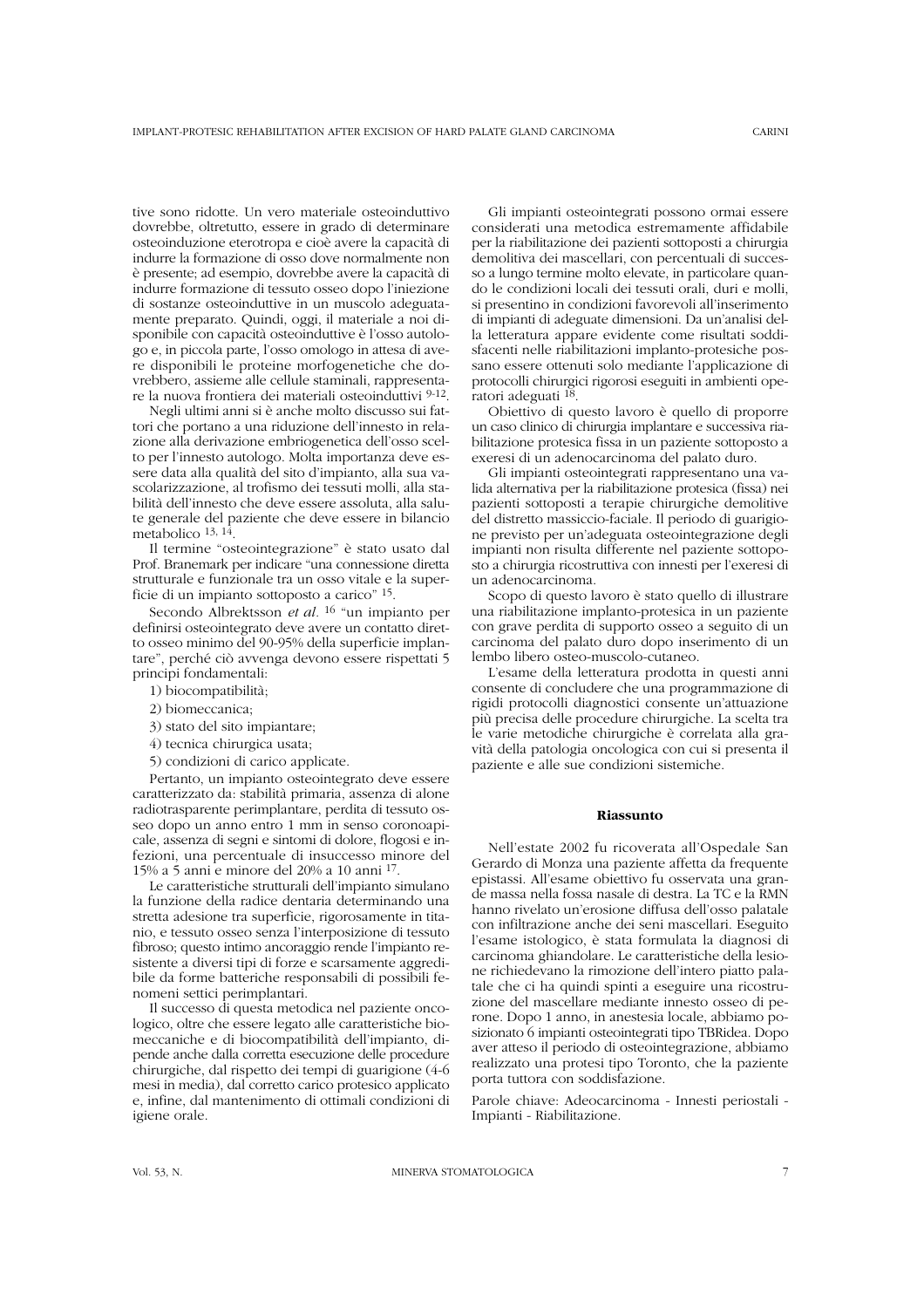tive sono ridotte. Un vero materiale osteoinduttivo dovrebbe, oltretutto, essere in grado di determinare osteoinduzione eterotropa e cioè avere la capacità di indurre la formazione di osso dove normalmente non è presente; ad esempio, dovrebbe avere la capacità di indurre formazione di tessuto osseo dopo l'iniezione di sostanze osteoinduttive in un muscolo adeguatamente preparato. Quindi, oggi, il materiale a noi disponibile con capacità osteoinduttive è l'osso autologo e, in piccola parte, l'osso omologo in attesa di avere disponibili le proteine morfogenetiche che dovrebbero, assieme alle cellule staminali, rappresentare la nuova frontiera dei materiali osteoinduttivi [9-12].

Negli ultimi anni si è anche molto discusso sui fattori che portano a una riduzione dell'innesto in relazione alla derivazione embriogenetica dell'osso scelto per l'innesto autologo. Molta importanza deve essere data alla qualità del sito d'impianto, alla sua vascolarizzazione, al trofismo dei tessuti molli, alla stabilità dell'innesto che deve essere assoluta, alla salute generale del paziente che deve essere in bilancio metabolico [13, 14].

Il termine "osteointegrazione" è stato usato dal Prof. Branemark per indicare "una connessione diretta strutturale e funzionale tra un osso vitale e la superficie di un impianto sottoposto a carico" [15].

Secondo Albrektsson *et al.* [16] "un impianto per definirsi osteointegrato deve avere un contatto diretto osseo minimo del 90-95% della superficie implantare", perché ciò avvenga devono essere rispettati 5 principi fondamentali:

1) biocompatibilità;

2) biomeccanica;

3) stato del sito impiantare;

4) tecnica chirurgica usata;

5) condizioni di carico applicate.

Pertanto, un impianto osteointegrato deve essere caratterizzato da: stabilità primaria, assenza di alone radiotrasparente perimplantare, perdita di tessuto osseo dopo un anno entro 1 mm in senso coronoapicale, assenza di segni e sintomi di dolore, flogosi e infezioni, una percentuale di insuccesso minore del 15% a 5 anni e minore del 20% a 10 anni [17].

Le caratteristiche strutturali dell'impianto simulano la funzione della radice dentaria determinando una stretta adesione tra superficie, rigorosamente in titanio, e tessuto osseo senza l'interposizione di tessuto fibroso; questo intimo ancoraggio rende l'impianto resistente a diversi tipi di forze e scarsamente aggredibile da forme batteriche responsabili di possibili fenomeni settici perimplantari.

Il successo di questa metodica nel paziente oncologico, oltre che essere legato alle caratteristiche biomeccaniche e di biocompatibilità dell'impianto, dipende anche dalla corretta esecuzione delle procedure chirurgiche, dal rispetto dei tempi di guarigione (4-6 mesi in media), dal corretto carico protesico applicato e, infine, dal mantenimento di ottimali condizioni di igiene orale.

Gli impianti osteointegrati possono ormai essere considerati una metodica estremamente affidabile per la riabilitazione dei pazienti sottoposti a chirurgia demolitiva dei mascellari, con percentuali di successo a lungo termine molto elevate, in particolare quando le condizioni locali dei tessuti orali, duri e molli, si presentino in condizioni favorevoli all'inserimento di impianti di adeguate dimensioni. Da un'analisi della letteratura appare evidente come risultati soddisfacenti nelle riabilitazioni implanto-protesiche possano essere ottenuti solo mediante l'applicazione di protocolli chirurgici rigorosi eseguiti in ambienti operatori adeguati [18].

Obiettivo di questo lavoro è quello di proporre un caso clinico di chirurgia implantare e successiva riabilitazione protesica fissa in un paziente sottoposto a exeresi di un adenocarcinoma del palato duro.

Gli impianti osteointegrati rappresentano una valida alternativa per la riabilitazione protesica (fissa) nei pazienti sottoposti a terapie chirurgiche demolitive del distretto massiccio-facciale. Il periodo di guarigione previsto per un'adeguata osteointegrazione degli impianti non risulta differente nel paziente sottoposto a chirurgia ricostruttiva con innesti per l'exeresi di un adenocarcinoma.

Scopo di questo lavoro è stato quello di illustrare una riabilitazione implanto-protesica in un paziente con grave perdita di supporto osseo a seguito di un carcinoma del palato duro dopo inserimento di un lembo libero osteo-muscolo-cutaneo.

L'esame della letteratura prodotta in questi anni consente di concludere che una programmazione di rigidi protocolli diagnostici consente un'attuazione più precisa delle procedure chirurgiche. La scelta tra le varie metodiche chirurgiche è correlata alla gravità della patologia oncologica con cui si presenta il paziente e alle sue condizioni sistemiche.

## Riassunto

Nell'estate 2002 fu ricoverata all'Ospedale San Gerardo di Monza una paziente affetta da frequente epistassi. All'esame obiettivo fu osservata una grande massa nella fossa nasale di destra. La TC e la RMN hanno rivelato un'erosione diffusa dell'osso palatale con infiltrazione anche dei seni mascellari. Eseguito l'esame istologico, è stata formulata la diagnosi di carcinoma ghiandolare. Le caratteristiche della lesione richiedevano la rimozione dell'intero piatto palatale che ci ha quindi spinti a eseguire una ricostruzione del mascellare mediante innesto osseo di perone. Dopo 1 anno, in anestesia locale, abbiamo posizionato 6 impianti osteointegrati tipo TBRidea. Dopo aver atteso il periodo di osteointegrazione, abbiamo realizzato una protesi tipo Toronto, che la paziente porta tuttora con soddisfazione.

Parole chiave: Adeocarcinoma - Innesti periostali - Impianti - Riabilitazione.